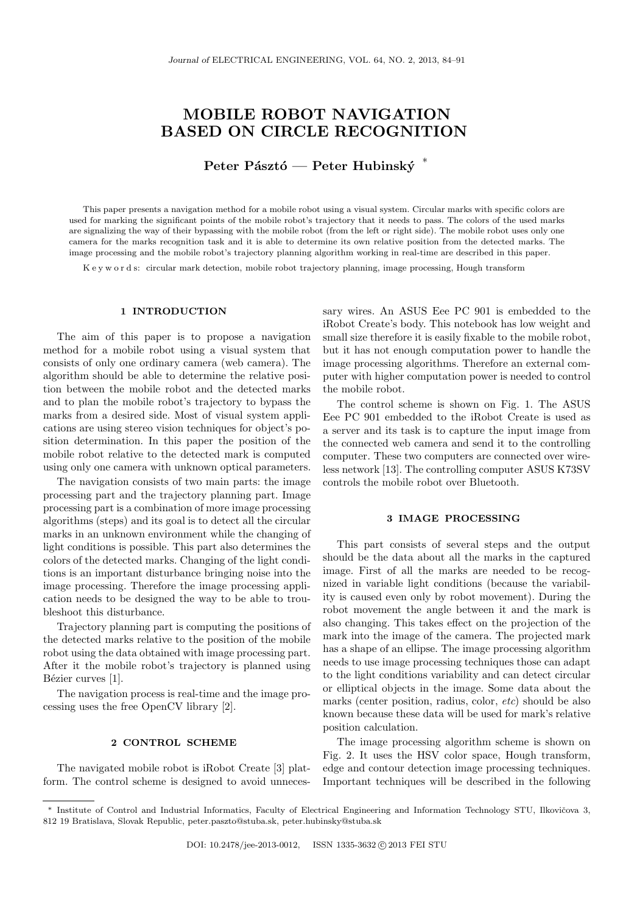# MOBILE ROBOT NAVIGATION BASED ON CIRCLE RECOGNITION

**Peter Pásztó — Peter Hubinský** *

This paper presents a navigation method for a mobile robot using a visual system. Circular marks with specific colors are used for marking the significant points of the mobile robot's trajectory that it needs to pass. The colors of the used marks are signalizing the way of their bypassing with the mobile robot (from the left or right side). The mobile robot uses only one camera for the marks recognition task and it is able to determine its own relative position from the detected marks. The image processing and the mobile robot's trajectory planning algorithm working in real-time are described in this paper.

K e y w o r d s: circular mark detection, mobile robot trajectory planning, image processing, Hough transform

## 1 INTRODUCTION

The aim of this paper is to propose a navigation method for a mobile robot using a visual system that consists of only one ordinary camera (web camera). The algorithm should be able to determine the relative position between the mobile robot and the detected marks and to plan the mobile robot's trajectory to bypass the marks from a desired side. Most of visual system applications are using stereo vision techniques for object's position determination. In this paper the position of the mobile robot relative to the detected mark is computed using only one camera with unknown optical parameters.

The navigation consists of two main parts: the image processing part and the trajectory planning part. Image processing part is a combination of more image processing algorithms (steps) and its goal is to detect all the circular marks in an unknown environment while the changing of light conditions is possible. This part also determines the colors of the detected marks. Changing of the light conditions is an important disturbance bringing noise into the image processing. Therefore the image processing application needs to be designed the way to be able to troubleshoot this disturbance.

Trajectory planning part is computing the positions of the detected marks relative to the position of the mobile robot using the data obtained with image processing part. After it the mobile robot's trajectory is planned using Bézier curves [1].

The navigation process is real-time and the image processing uses the free OpenCV library [2].

## 2 CONTROL SCHEME

The navigated mobile robot is iRobot Create [3] platform. The control scheme is designed to avoid unnecessary wires. An ASUS Eee PC 901 is embedded to the iRobot Create's body. This notebook has low weight and small size therefore it is easily fixable to the mobile robot, but it has not enough computation power to handle the image processing algorithms. Therefore an external computer with higher computation power is needed to control the mobile robot.

The control scheme is shown on Fig. 1. The ASUS Eee PC 901 embedded to the iRobot Create is used as a server and its task is to capture the input image from the connected web camera and send it to the controlling computer. These two computers are connected over wireless network [13]. The controlling computer ASUS K73SV controls the mobile robot over Bluetooth.

## 3 IMAGE PROCESSING

This part consists of several steps and the output should be the data about all the marks in the captured image. First of all the marks are needed to be recognized in variable light conditions (because the variability is caused even only by robot movement). During the robot movement the angle between it and the mark is also changing. This takes effect on the projection of the mark into the image of the camera. The projected mark has a shape of an ellipse. The image processing algorithm needs to use image processing techniques those can adapt to the light conditions variability and can detect circular or elliptical objects in the image. Some data about the marks (center position, radius, color, *etc*) should be also known because these data will be used for mark's relative position calculation.

The image processing algorithm scheme is shown on Fig. 2. It uses the HSV color space, Hough transform, edge and contour detection image processing techniques. Important techniques will be described in the following

\* Institute of Control and Industrial Informatics, Faculty of Electrical Engineering and Information Technology STU, Ilkovičova 3, 812 19 Bratislava, Slovak Republic, peter.paszto@stuba.sk, peter.hubinsky@stuba.sk

DOI: 10.2478/jee-2013-0012, ISSN 1335-3632 © 2013 FEI STU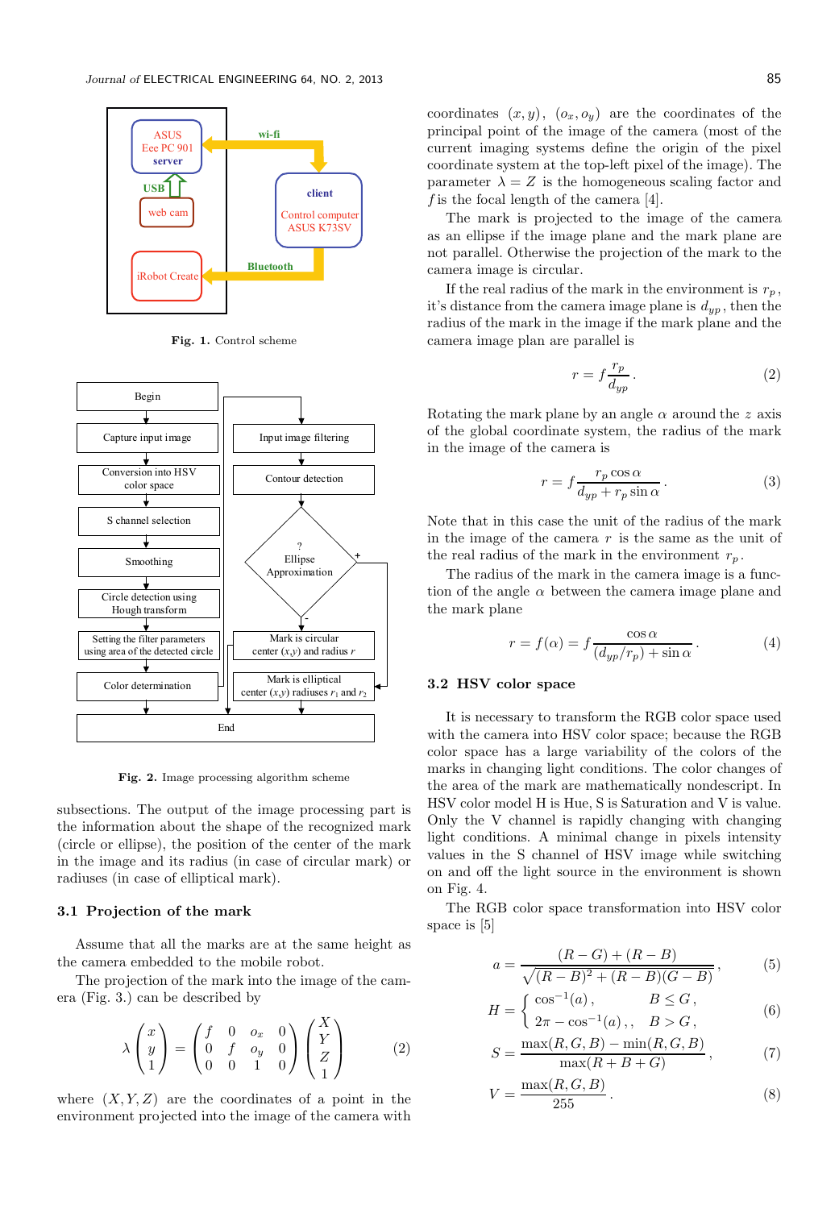Fig. 1. Control scheme

Fig. 2. Image processing algorithm scheme

subsections. The output of the image processing part is the information about the shape of the recognized mark (circle or ellipse), the position of the center of the mark in the image and its radius (in case of circular mark) or radiuses (in case of elliptical mark).

### 3.1 Projection of the mark

Assume that all the marks are at the same height as the camera embedded to the mobile robot.

The projection of the mark into the image of the camera (Fig. 3.) can be described by

$$\lambda \begin{pmatrix} x \\ y \\ 1 \end{pmatrix} = \begin{pmatrix} f & 0 & o_x & 0 \\ 0 & f & o_y & 0 \\ 0 & 0 & 1 & 0 \end{pmatrix} \begin{pmatrix} X \\ Y \\ Z \\ 1 \end{pmatrix} \tag{2}$$

where $(X, Y, Z)$ are the coordinates of a point in the environment projected into the image of the camera with coordinates $(x, y)$, $(o_x, o_y)$ are the coordinates of the principal point of the image of the camera (most of the current imaging systems define the origin of the pixel coordinate system at the top-left pixel of the image). The parameter $\lambda = Z$ is the homogeneous scaling factor and $f$ is the focal length of the camera [4].

The mark is projected to the image of the camera as an ellipse if the image plane and the mark plane are not parallel. Otherwise the projection of the mark to the camera image is circular.

If the real radius of the mark in the environment is $r_p$, it's distance from the camera image plane is $d_{yp}$, then the radius of the mark in the image if the mark plane and the camera image plan are parallel is

$$r = f\frac{r_p}{d_{yp}}. \tag{2}$$

Rotating the mark plane by an angle $\alpha$ around the $z$ axis of the global coordinate system, the radius of the mark in the image of the camera is

$$r = f\frac{r_p \cos\alpha}{d_{yp} + r_p \sin\alpha}. \tag{3}$$

Note that in this case the unit of the radius of the mark in the image of the camera $r$ is the same as the unit of the real radius of the mark in the environment $r_p$.

The radius of the mark in the camera image is a function of the angle $\alpha$ between the camera image plane and the mark plane

$$r = f(\alpha) = f\frac{\cos\alpha}{(d_{yp}/r_p) + \sin\alpha}. \tag{4}$$

### 3.2 HSV color space

It is necessary to transform the RGB color space used with the camera into HSV color space; because the RGB color space has a large variability of the colors of the marks in changing light conditions. The color changes of the area of the mark are mathematically nondescript. In HSV color model H is Hue, S is Saturation and V is value. Only the V channel is rapidly changing with changing light conditions. A minimal change in pixels intensity values in the S channel of HSV image while switching on and off the light source in the environment is shown on Fig. 4.

The RGB color space transformation into HSV color space is [5]

$$a = \frac{(R-G)+(R-B)}{\sqrt{(R-B)^2+(R-B)(G-B)}}, \tag{5}$$

$$H = \begin{cases} \cos^{-1}(a), & B \le G, \\ 2\pi - \cos^{-1}(a),, & B > G, \end{cases} \tag{6}$$

$$S = \frac{\max(R,G,B) - \min(R,G,B)}{\max(R+B+G)}, \tag{7}$$

$$V = \frac{\max(R,G,B)}{255}. \tag{8}$$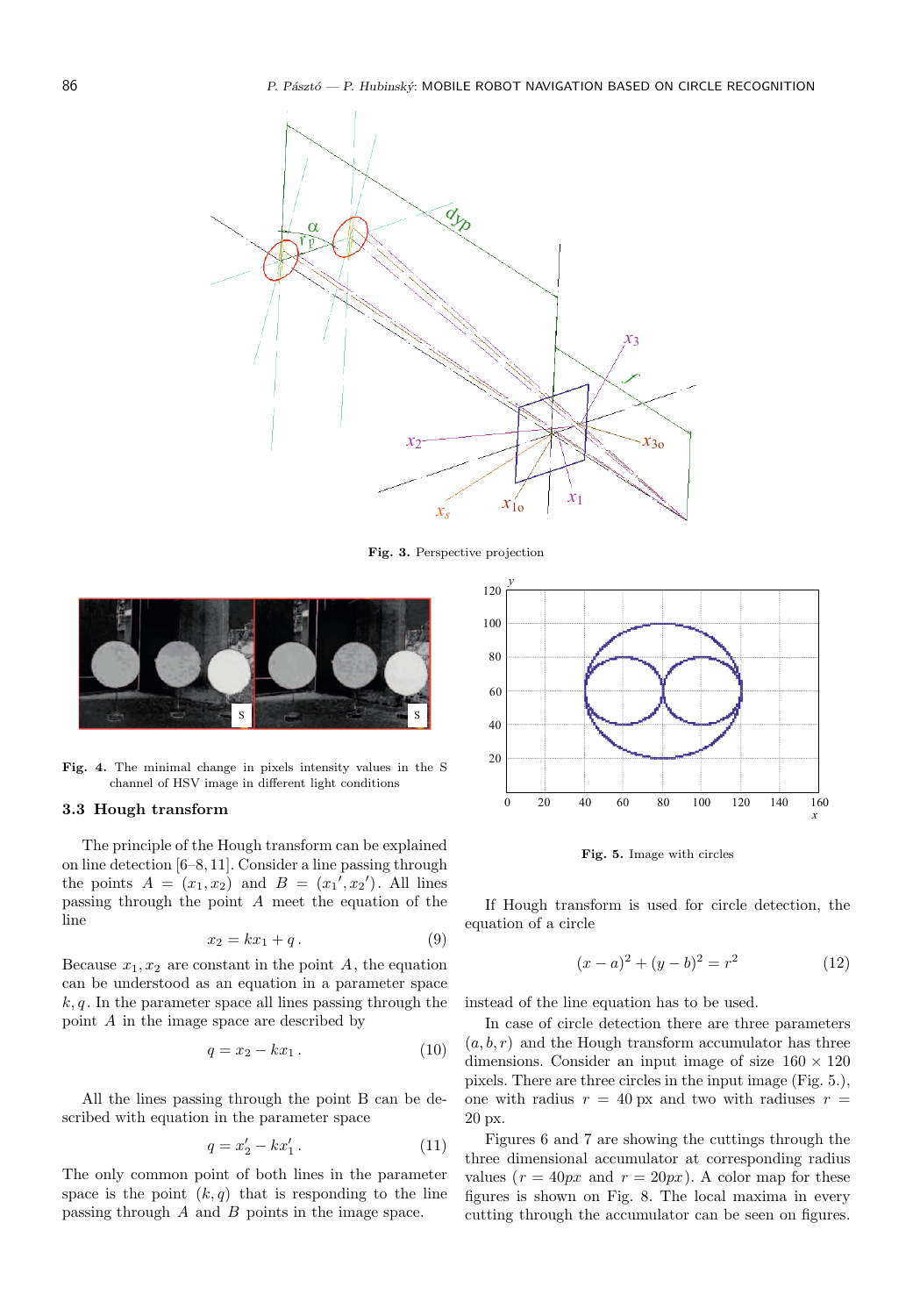Fig. 3. Perspective projection

Fig. 4. The minimal change in pixels intensity values in the S channel of HSV image in different light conditions

### 3.3 Hough transform

The principle of the Hough transform can be explained on line detection [6–8, 11]. Consider a line passing through the points $A = (x_1, x_2)$ and $B = (x_1', x_2')$. All lines passing through the point $A$ meet the equation of the line

$$x_2 = kx_1 + q\,. \tag{9}$$

Because $x_1, x_2$ are constant in the point $A$, the equation can be understood as an equation in a parameter space $k, q$. In the parameter space all lines passing through the point $A$ in the image space are described by

$$q = x_2 - kx_1\,. \tag{10}$$

All the lines passing through the point B can be described with equation in the parameter space

$$q = x_2' - kx_1'\,. \tag{11}$$

The only common point of both lines in the parameter space is the point $(k, q)$ that is responding to the line passing through $A$ and $B$ points in the image space.

Fig. 5. Image with circles

If Hough transform is used for circle detection, the equation of a circle

$$(x-a)^2 + (y-b)^2 = r^2 \tag{12}$$

instead of the line equation has to be used.

In case of circle detection there are three parameters $(a, b, r)$ and the Hough transform accumulator has three dimensions. Consider an input image of size $160 \times 120$ pixels. There are three circles in the input image (Fig. 5.), one with radius $r = 40$ px and two with radiuses $r = 20$ px.

Figures 6 and 7 are showing the cuttings through the three dimensional accumulator at corresponding radius values ($r = 40px$ and $r = 20px$). A color map for these figures is shown on Fig. 8. The local maxima in every cutting through the accumulator can be seen on figures.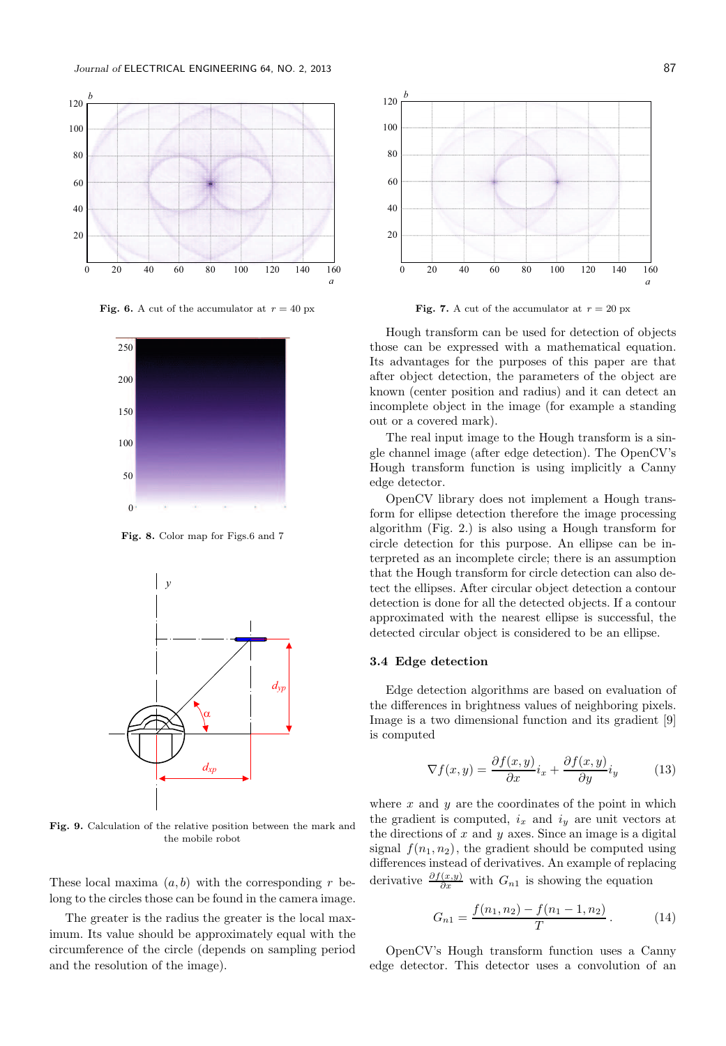b

120
100
80
60
40
20

0 20 40 60 80 100 120 140 160

a

**Fig. 6.** A cut of the accumulator at $r = 40$ px

250
200
150
100
50
0

**Fig. 8.** Color map for Figs.6 and 7

y

$d_{yp}$

α

$d_{xp}$

**Fig. 9.** Calculation of the relative position between the mark and the mobile robot

These local maxima $(a, b)$ with the corresponding $r$ belong to the circles those can be found in the camera image.

The greater is the radius the greater is the local maximum. Its value should be approximately equal with the circumference of the circle (depends on sampling period and the resolution of the image).

b

120
100
80
60
40
20

0 20 40 60 80 100 120 140 160

a

**Fig. 7.** A cut of the accumulator at $r = 20$ px

Hough transform can be used for detection of objects those can be expressed with a mathematical equation. Its advantages for the purposes of this paper are that after object detection, the parameters of the object are known (center position and radius) and it can detect an incomplete object in the image (for example a standing out or a covered mark).

The real input image to the Hough transform is a single channel image (after edge detection). The OpenCV's Hough transform function is using implicitly a Canny edge detector.

OpenCV library does not implement a Hough transform for ellipse detection therefore the image processing algorithm (Fig. 2.) is also using a Hough transform for circle detection for this purpose. An ellipse can be interpreted as an incomplete circle; there is an assumption that the Hough transform for circle detection can also detect the ellipses. After circular object detection a contour detection is done for all the detected objects. If a contour approximated with the nearest ellipse is successful, the detected circular object is considered to be an ellipse.

### 3.4 Edge detection

Edge detection algorithms are based on evaluation of the differences in brightness values of neighboring pixels. Image is a two dimensional function and its gradient [9] is computed

$$\nabla f(x,y) = \frac{\partial f(x,y)}{\partial x} i_x + \frac{\partial f(x,y)}{\partial y} i_y \tag{13}$$

where $x$ and $y$ are the coordinates of the point in which the gradient is computed, $i_x$ and $i_y$ are unit vectors at the directions of $x$ and $y$ axes. Since an image is a digital signal $f(n_1, n_2)$, the gradient should be computed using differences instead of derivatives. An example of replacing derivative $\frac{\partial f(x,y)}{\partial x}$ with $G_{n1}$ is showing the equation

$$G_{n1} = \frac{f(n_1, n_2) - f(n_1 - 1, n_2)}{T} \,. \tag{14}$$

OpenCV's Hough transform function uses a Canny edge detector. This detector uses a convolution of an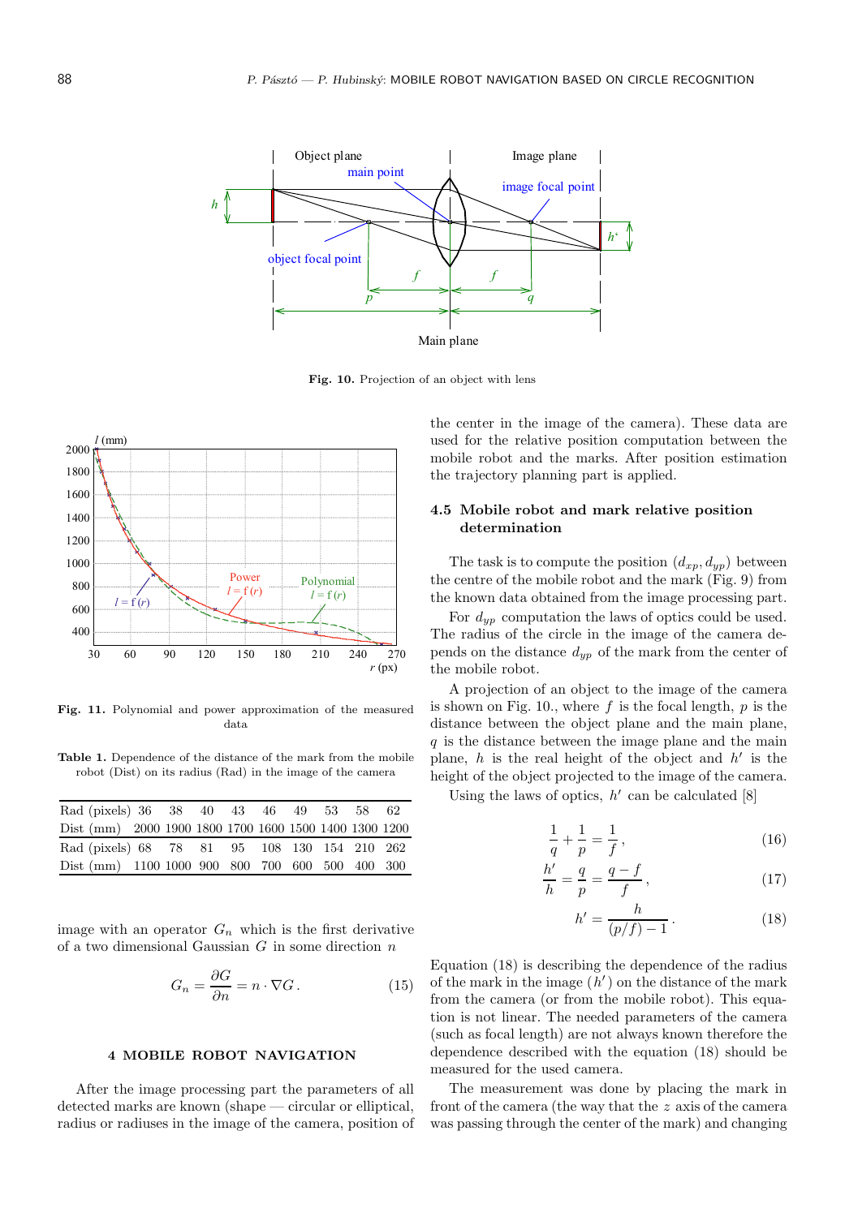Object plane

Image plane

main point

image focal point

$h$

$h'$

object focal point

$f$

$f$

$p$

$q$

Main plane

**Fig. 10.** Projection of an object with lens

$l$ (mm)

2000

1800

1600

1400

1200

1000

800

600

400

30 60 90 120 150 180 210 240 270

$r$ (px)

$l = f(r)$

Power $l = f(r)$

Polynomial $l = f(r)$

**Fig. 11.** Polynomial and power approximation of the measured data

**Table 1.** Dependence of the distance of the mark from the mobile robot (Dist) on its radius (Rad) in the image of the camera

| | | | | | | | | | |
|---|---|---|---|---|---|---|---|---|---|
| Rad (pixels) | 36 | 38 | 40 | 43 | 46 | 49 | 53 | 58 | 62 |
| Dist (mm) | 2000 | 1900 | 1800 | 1700 | 1600 | 1500 | 1400 | 1300 | 1200 |
| Rad (pixels) | 68 | 78 | 81 | 95 | 108 | 130 | 154 | 210 | 262 |
| Dist (mm) | 1100 | 1000 | 900 | 800 | 700 | 600 | 500 | 400 | 300 |

image with an operator $G_n$ which is the first derivative of a two dimensional Gaussian $G$ in some direction $n$

$$G_n = \frac{\partial G}{\partial n} = n \cdot \nabla G \,. \tag{15}$$

## 4 MOBILE ROBOT NAVIGATION

After the image processing part the parameters of all detected marks are known (shape — circular or elliptical, radius or radiuses in the image of the camera, position of the center in the image of the camera). These data are used for the relative position computation between the mobile robot and the marks. After position estimation the trajectory planning part is applied.

### 4.5 Mobile robot and mark relative position determination

The task is to compute the position $(d_{xp}, d_{yp})$ between the centre of the mobile robot and the mark (Fig. 9) from the known data obtained from the image processing part.

For $d_{yp}$ computation the laws of optics could be used. The radius of the circle in the image of the camera depends on the distance $d_{yp}$ of the mark from the center of the mobile robot.

A projection of an object to the image of the camera is shown on Fig. 10., where $f$ is the focal length, $p$ is the distance between the object plane and the main plane, $q$ is the distance between the image plane and the main plane, $h$ is the real height of the object and $h'$ is the height of the object projected to the image of the camera.

Using the laws of optics, $h'$ can be calculated [8]

$$\frac{1}{q} + \frac{1}{p} = \frac{1}{f} \,, \tag{16}$$

$$\frac{h'}{h} = \frac{q}{p} = \frac{q - f}{f} \,, \tag{17}$$

$$h' = \frac{h}{(p/f) - 1} \,. \tag{18}$$

Equation (18) is describing the dependence of the radius of the mark in the image $(h')$ on the distance of the mark from the camera (or from the mobile robot). This equation is not linear. The needed parameters of the camera (such as focal length) are not always known therefore the dependence described with the equation (18) should be measured for the used camera.

The measurement was done by placing the mark in front of the camera (the way that the $z$ axis of the camera was passing through the center of the mark) and changing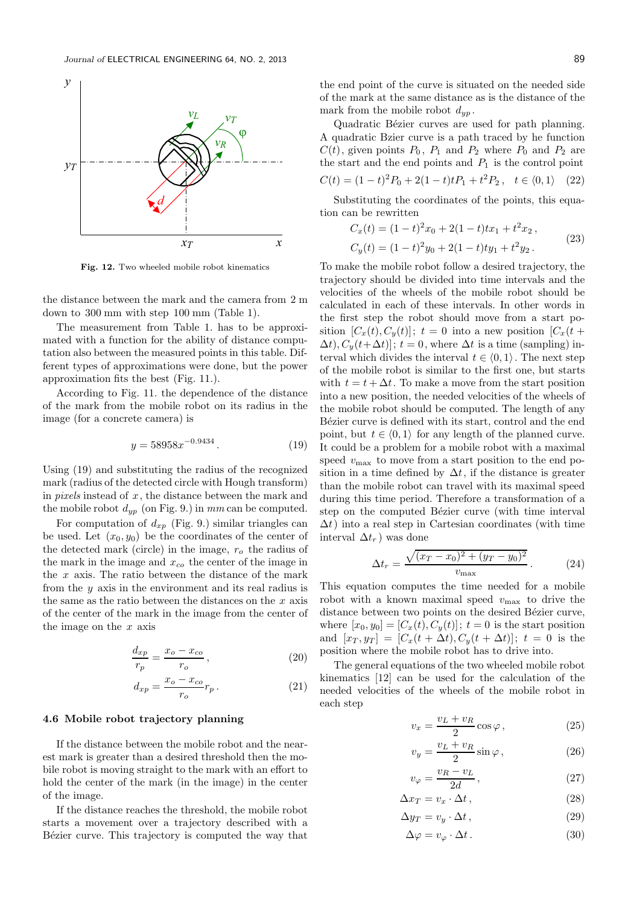y

$v_L$ $v_T$ φ $v_R$

$y_T$

d

$x_T$ x

**Fig. 12.** Two wheeled mobile robot kinematics

the distance between the mark and the camera from 2 m down to 300 mm with step 100 mm (Table 1).

The measurement from Table 1. has to be approximated with a function for the ability of distance computation also between the measured points in this table. Different types of approximations were done, but the power approximation fits the best (Fig. 11.).

According to Fig. 11. the dependence of the distance of the mark from the mobile robot on its radius in the image (for a concrete camera) is

$$y = 58958x^{-0.9434} \,. \tag{19}$$

Using (19) and substituting the radius of the recognized mark (radius of the detected circle with Hough transform) in *pixels* instead of $x$, the distance between the mark and the mobile robot $d_{yp}$ (on Fig. 9.) in *mm* can be computed.

For computation of $d_{xp}$ (Fig. 9.) similar triangles can be used. Let $(x_0, y_0)$ be the coordinates of the center of the detected mark (circle) in the image, $r_o$ the radius of the mark in the image and $x_{co}$ the center of the image in the $x$ axis. The ratio between the distance of the mark from the $y$ axis in the environment and its real radius is the same as the ratio between the distances on the $x$ axis of the center of the mark in the image from the center of the image on the $x$ axis

$$\frac{d_{xp}}{r_p} = \frac{x_o - x_{co}}{r_o} \,, \tag{20}$$

$$d_{xp} = \frac{x_o - x_{co}}{r_o} r_p \,. \tag{21}$$

### 4.6 Mobile robot trajectory planning

If the distance between the mobile robot and the nearest mark is greater than a desired threshold then the mobile robot is moving straight to the mark with an effort to hold the center of the mark (in the image) in the center of the image.

If the distance reaches the threshold, the mobile robot starts a movement over a trajectory described with a Bézier curve. This trajectory is computed the way that the end point of the curve is situated on the needed side of the mark at the same distance as is the distance of the mark from the mobile robot $d_{yp}$.

Quadratic Bézier curves are used for path planning. A quadratic Bzier curve is a path traced by he function $C(t)$, given points $P_0$, $P_1$ and $P_2$ where $P_0$ and $P_2$ are the start and the end points and $P_1$ is the control point

$$C(t) = (1-t)^2 P_0 + 2(1-t)tP_1 + t^2 P_2 \,, \quad t \in \langle 0, 1 \rangle \tag{22}$$

Substituting the coordinates of the points, this equation can be rewritten

$$\begin{aligned} C_x(t) &= (1-t)^2 x_0 + 2(1-t)tx_1 + t^2 x_2 \,, \\ C_y(t) &= (1-t)^2 y_0 + 2(1-t)ty_1 + t^2 y_2 \,. \end{aligned} \tag{23}$$

To make the mobile robot follow a desired trajectory, the trajectory should be divided into time intervals and the velocities of the wheels of the mobile robot should be calculated in each of these intervals. In other words in the first step the robot should move from a start position $[C_x(t), C_y(t)]$; $t = 0$ into a new position $[C_x(t + \Delta t), C_y(t+\Delta t)]$; $t = 0$, where $\Delta t$ is a time (sampling) interval which divides the interval $t \in \langle 0, 1 \rangle$. The next step of the mobile robot is similar to the first one, but starts with $t = t + \Delta t$. To make a move from the start position into a new position, the needed velocities of the wheels of the mobile robot should be computed. The length of any Bézier curve is defined with its start, control and the end point, but $t \in \langle 0, 1 \rangle$ for any length of the planned curve. It could be a problem for a mobile robot with a maximal speed $v_{\max}$ to move from a start position to the end position in a time defined by $\Delta t$, if the distance is greater than the mobile robot can travel with its maximal speed during this time period. Therefore a transformation of a step on the computed Bézier curve (with time interval $\Delta t$) into a real step in Cartesian coordinates (with time interval $\Delta t_r$) was done

$$\Delta t_r = \frac{\sqrt{(x_T - x_0)^2 + (y_T - y_0)^2}}{v_{\max}} \,. \tag{24}$$

This equation computes the time needed for a mobile robot with a known maximal speed $v_{\max}$ to drive the distance between two points on the desired Bézier curve, where $[x_0, y_0] = [C_x(t), C_y(t)]$; $t = 0$ is the start position and $[x_T, y_T] = [C_x(t + \Delta t), C_y(t + \Delta t)]$; $t = 0$ is the position where the mobile robot has to drive into.

The general equations of the two wheeled mobile robot kinematics [12] can be used for the calculation of the needed velocities of the wheels of the mobile robot in each step

$$v_x = \frac{v_L + v_R}{2} \cos\varphi \,, \tag{25}$$

$$v_y = \frac{v_L + v_R}{2} \sin\varphi \,, \tag{26}$$

$$v_\varphi = \frac{v_R - v_L}{2d} \,, \tag{27}$$

$$\Delta x_T = v_x \cdot \Delta t \,, \tag{28}$$

$$\Delta y_T = v_y \cdot \Delta t \,, \tag{29}$$

$$\Delta \varphi = v_\varphi \cdot \Delta t \,. \tag{30}$$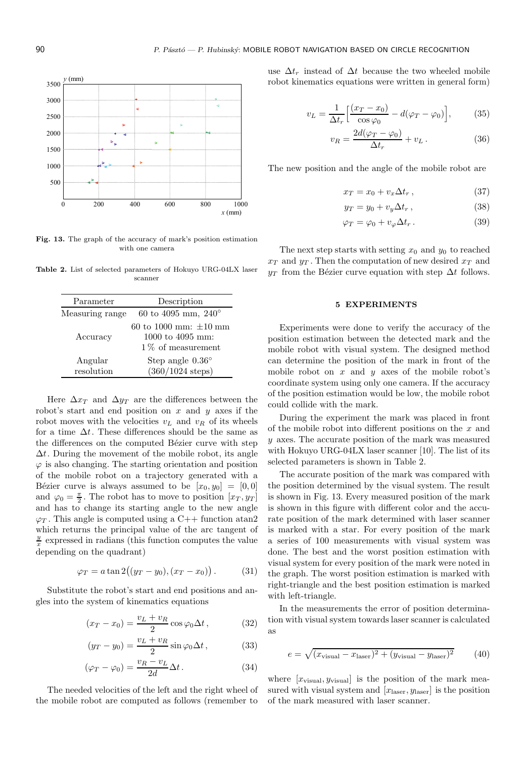**Fig. 13.** The graph of the accuracy of mark's position estimation with one camera

**Table 2.** List of selected parameters of Hokuyo URG-04LX laser scanner

| Parameter | Description |
|---|---|
| Measuring range | 60 to 4095 mm, 240° |
| Accuracy | 60 to 1000 mm: ±10 mm<br>1000 to 4095 mm:<br>1 % of measurement |
| Angular resolution | Step angle 0.36°<br>(360/1024 steps) |

Here $\Delta x_T$ and $\Delta y_T$ are the differences between the robot's start and end position on $x$ and $y$ axes if the robot moves with the velocities $v_L$ and $v_R$ of its wheels for a time $\Delta t$. These differences should be the same as the differences on the computed Bézier curve with step $\Delta t$. During the movement of the mobile robot, its angle $\varphi$ is also changing. The starting orientation and position of the mobile robot on a trajectory generated with a Bézier curve is always assumed to be $[x_0, y_0] = [0, 0]$ and $\varphi_0 = \frac{\pi}{2}$. The robot has to move to position $[x_T, y_T]$ and has to change its starting angle to the new angle $\varphi_T$. This angle is computed using a C++ function atan2 which returns the principal value of the arc tangent of $\frac{y}{x}$ expressed in radians (this function computes the value depending on the quadrant)

$$\varphi_T = a\tan 2\big((y_T - y_0), (x_T - x_0)\big) . \tag{31}$$

Substitute the robot's start and end positions and angles into the system of kinematics equations

$$(x_T - x_0) = \frac{v_L + v_R}{2} \cos \varphi_0 \Delta t \,, \tag{32}$$

$$(y_T - y_0) = \frac{v_L + v_R}{2} \sin \varphi_0 \Delta t \,, \tag{33}$$

$$(\varphi_T - \varphi_0) = \frac{v_R - v_L}{2d} \Delta t \,. \tag{34}$$

The needed velocities of the left and the right wheel of the mobile robot are computed as follows (remember to use $\Delta t_r$ instead of $\Delta t$ because the two wheeled mobile robot kinematics equations were written in general form)

$$v_L = \frac{1}{\Delta t_r}\Big[\frac{(x_T - x_0)}{\cos \varphi_0} - d(\varphi_T - \varphi_0)\Big], \tag{35}$$

$$v_R = \frac{2d(\varphi_T - \varphi_0)}{\Delta t_r} + v_L \,. \tag{36}$$

The new position and the angle of the mobile robot are

$$x_T = x_0 + v_x \Delta t_r \,, \tag{37}$$

$$y_T = y_0 + v_y \Delta t_r \,, \tag{38}$$

$$\varphi_T = \varphi_0 + v_\varphi \Delta t_r \,. \tag{39}$$

The next step starts with setting $x_0$ and $y_0$ to reached $x_T$ and $y_T$. Then the computation of new desired $x_T$ and $y_T$ from the Bézier curve equation with step $\Delta t$ follows.

## 5 EXPERIMENTS

Experiments were done to verify the accuracy of the position estimation between the detected mark and the mobile robot with visual system. The designed method can determine the position of the mark in front of the mobile robot on $x$ and $y$ axes of the mobile robot's coordinate system using only one camera. If the accuracy of the position estimation would be low, the mobile robot could collide with the mark.

During the experiment the mark was placed in front of the mobile robot into different positions on the $x$ and $y$ axes. The accurate position of the mark was measured with Hokuyo URG-04LX laser scanner [10]. The list of its selected parameters is shown in Table 2.

The accurate position of the mark was compared with the position determined by the visual system. The result is shown in Fig. 13. Every measured position of the mark is shown in this figure with different color and the accurate position of the mark determined with laser scanner is marked with a star. For every position of the mark a series of 100 measurements with visual system was done. The best and the worst position estimation with visual system for every position of the mark were noted in the graph. The worst position estimation is marked with right-triangle and the best position estimation is marked with left-triangle.

In the measurements the error of position determination with visual system towards laser scanner is calculated as

$$e = \sqrt{(x_{\text{visual}} - x_{\text{laser}})^2 + (y_{\text{visual}} - y_{\text{laser}})^2} \tag{40}$$

where $[x_{\text{visual}}, y_{\text{visual}}]$ is the position of the mark measured with visual system and $[x_{\text{laser}}, y_{\text{laser}}]$ is the position of the mark measured with laser scanner.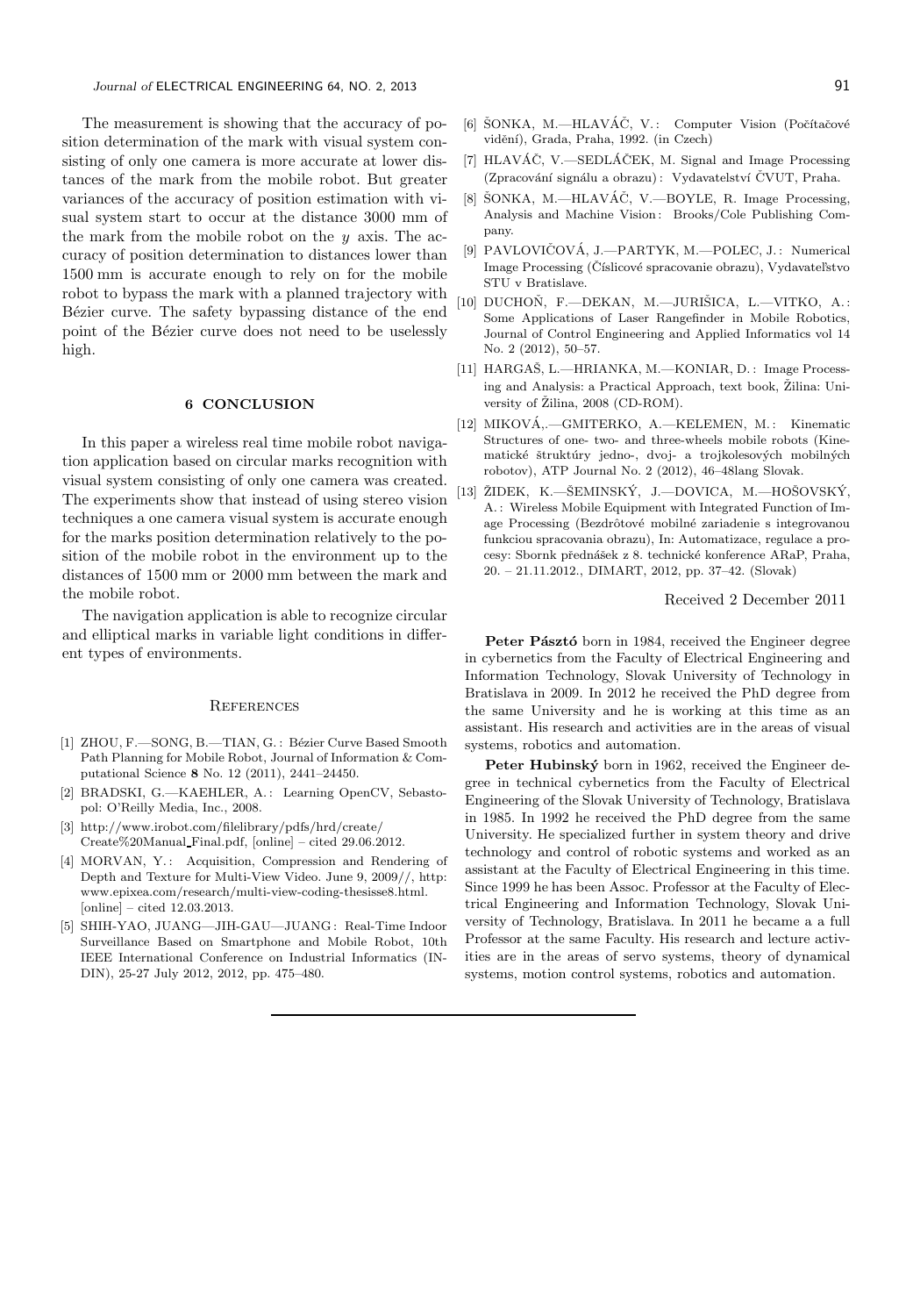The measurement is showing that the accuracy of position determination of the mark with visual system consisting of only one camera is more accurate at lower distances of the mark from the mobile robot. But greater variances of the accuracy of position estimation with visual system start to occur at the distance 3000 mm of the mark from the mobile robot on the $y$ axis. The accuracy of position determination to distances lower than 1500 mm is accurate enough to rely on for the mobile robot to bypass the mark with a planned trajectory with Bézier curve. The safety bypassing distance of the end point of the Bézier curve does not need to be uselessly high.

## 6 CONCLUSION

In this paper a wireless real time mobile robot navigation application based on circular marks recognition with visual system consisting of only one camera was created. The experiments show that instead of using stereo vision techniques a one camera visual system is accurate enough for the marks position determination relatively to the position of the mobile robot in the environment up to the distances of 1500 mm or 2000 mm between the mark and the mobile robot.

The navigation application is able to recognize circular and elliptical marks in variable light conditions in different types of environments.

## References

[1] ZHOU, F.—SONG, B.—TIAN, G. : Bézier Curve Based Smooth Path Planning for Mobile Robot, Journal of Information & Computational Science **8** No. 12 (2011), 2441–24450.

[2] BRADSKI, G.—KAEHLER, A. : Learning OpenCV, Sebastopol: O'Reilly Media, Inc., 2008.

[3] http://www.irobot.com/filelibrary/pdfs/hrd/create/Create%20Manual_Final.pdf, [online] – cited 29.06.2012.

[4] MORVAN, Y. : Acquisition, Compression and Rendering of Depth and Texture for Multi-View Video. June 9, 2009//, http://www.epixea.com/research/multi-view-coding-thesisse8.html. [online] – cited 12.03.2013.

[5] SHIH-YAO, JUANG—JIH-GAU—JUANG : Real-Time Indoor Surveillance Based on Smartphone and Mobile Robot, 10th IEEE International Conference on Industrial Informatics (INDIN), 25-27 July 2012, 2012, pp. 475–480.

[6] ŠONKA, M.—HLAVÁČ, V. : Computer Vision (Počítačové vidění), Grada, Praha, 1992. (in Czech)

[7] HLAVÁČ, V.—SEDLÁČEK, M. Signal and Image Processing (Zpracování signálu a obrazu) : Vydavatelství ČVUT, Praha.

[8] ŠONKA, M.—HLAVÁČ, V.—BOYLE, R. Image Processing, Analysis and Machine Vision : Brooks/Cole Publishing Company.

[9] PAVLOVIČOVÁ, J.—PARTYK, M.—POLEC, J. : Numerical Image Processing (Číslicové spracovanie obrazu), Vydavateľstvo STU v Bratislave.

[10] DUCHOŇ, F.—DEKAN, M.—JURIŠICA, L.—VITKO, A. : Some Applications of Laser Rangefinder in Mobile Robotics, Journal of Control Engineering and Applied Informatics vol 14 No. 2 (2012), 50–57.

[11] HARGAŠ, L.—HRIANKA, M.—KONIAR, D. : Image Processing and Analysis: a Practical Approach, text book, Žilina: University of Žilina, 2008 (CD-ROM).

[12] MIKOVÁ,.—GMITERKO, A.—KELEMEN, M. : Kinematic Structures of one- two- and three-wheels mobile robots (Kinematické štruktúry jedno-, dvoj- a trojkolesových mobilných robotov), ATP Journal No. 2 (2012), 46–48lang Slovak.

[13] ŽIDEK, K.—ŠEMINSKÝ, J.—DOVICA, M.—HOŠOVSKÝ, A. : Wireless Mobile Equipment with Integrated Function of Image Processing (Bezdrôtové mobilné zariadenie s integrovanou funkciou spracovania obrazu), In: Automatizace, regulace a procesy: Sbornk přednášek z 8. technické konference ARaP, Praha, 20. – 21.11.2012., DIMART, 2012, pp. 37–42. (Slovak)

Received 2 December 2011

**Peter Pásztó** born in 1984, received the Engineer degree in cybernetics from the Faculty of Electrical Engineering and Information Technology, Slovak University of Technology in Bratislava in 2009. In 2012 he received the PhD degree from the same University and he is working at this time as an assistant. His research and activities are in the areas of visual systems, robotics and automation.

**Peter Hubinský** born in 1962, received the Engineer degree in technical cybernetics from the Faculty of Electrical Engineering of the Slovak University of Technology, Bratislava in 1985. In 1992 he received the PhD degree from the same University. He specialized further in system theory and drive technology and control of robotic systems and worked as an assistant at the Faculty of Electrical Engineering in this time. Since 1999 he has been Assoc. Professor at the Faculty of Electrical Engineering and Information Technology, Slovak University of Technology, Bratislava. In 2011 he became a a full Professor at the same Faculty. His research and lecture activities are in the areas of servo systems, theory of dynamical systems, motion control systems, robotics and automation.